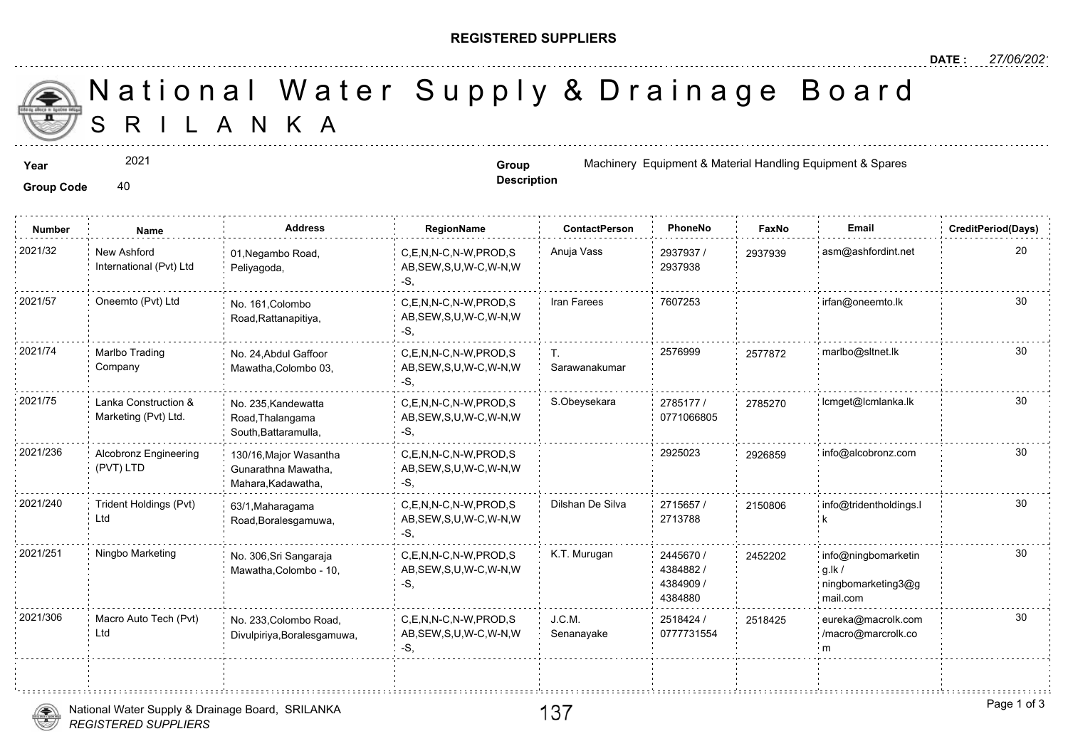**REGISTERED SUPPLIERS**

**DATE :** 27/06/2021

# National Water Supply & Drainage Board
## SRILANKA

**Year** 2021

**Group Code** 40

**Group Description** Machinery Equipment & Material Handling Equipment & Spares

| Number | Name | Address | RegionName | ContactPerson | PhoneNo | FaxNo | Email | CreditPeriod(Days) |
|---|---|---|---|---|---|---|---|---|
| 2021/32 | New Ashford International (Pvt) Ltd | 01,Negambo Road, Peliyagoda, | C,E,N,N-C,N-W,PROD,SAB,SEW,S,U,W-C,W-N,W-S, | Anuja Vass | 2937937 / 2937938 | 2937939 | asm@ashfordint.net | 20 |
| 2021/57 | Oneemto (Pvt) Ltd | No. 161,Colombo Road,Rattanapitiya, | C,E,N,N-C,N-W,PROD,SAB,SEW,S,U,W-C,W-N,W-S, | Iran Farees | 7607253 | | irfan@oneemto.lk | 30 |
| 2021/74 | Marlbo Trading Company | No. 24,Abdul Gaffoor Mawatha,Colombo 03, | C,E,N,N-C,N-W,PROD,SAB,SEW,S,U,W-C,W-N,W-S, | T. Sarawanakumar | 2576999 | 2577872 | marlbo@sltnet.lk | 30 |
| 2021/75 | Lanka Construction & Marketing (Pvt) Ltd. | No. 235,Kandewatta Road,Thalangama South,Battaramulla, | C,E,N,N-C,N-W,PROD,SAB,SEW,S,U,W-C,W-N,W-S, | S.Obeysekara | 2785177 / 0771066805 | 2785270 | lcmget@lcmlanka.lk | 30 |
| 2021/236 | Alcobronz Engineering (PVT) LTD | 130/16,Major Wasantha Gunarathna Mawatha, Mahara,Kadawatha, | C,E,N,N-C,N-W,PROD,SAB,SEW,S,U,W-C,W-N,W-S, | | 2925023 | 2926859 | info@alcobronz.com | 30 |
| 2021/240 | Trident Holdings (Pvt) Ltd | 63/1,Maharagama Road,Boralesgamuwa, | C,E,N,N-C,N-W,PROD,SAB,SEW,S,U,W-C,W-N,W-S, | Dilshan De Silva | 2715657 / 2713788 | 2150806 | info@tridentholdings.lk | 30 |
| 2021/251 | Ningbo Marketing | No. 306,Sri Sangaraja Mawatha,Colombo - 10, | C,E,N,N-C,N-W,PROD,SAB,SEW,S,U,W-C,W-N,W-S, | K.T. Murugan | 2445670 / 4384882 / 4384909 / 4384880 | 2452202 | info@ningbomarketing.lk / ningbomarketing3@gmail.com | 30 |
| 2021/306 | Macro Auto Tech (Pvt) Ltd | No. 233,Colombo Road, Divulpiriya,Boralesgamuwa, | C,E,N,N-C,N-W,PROD,SAB,SEW,S,U,W-C,W-N,W-S, | J.C.M. Senanayake | 2518424 / 0777731554 | 2518425 | eureka@macrolk.com /macro@marcrolk.com | 30 |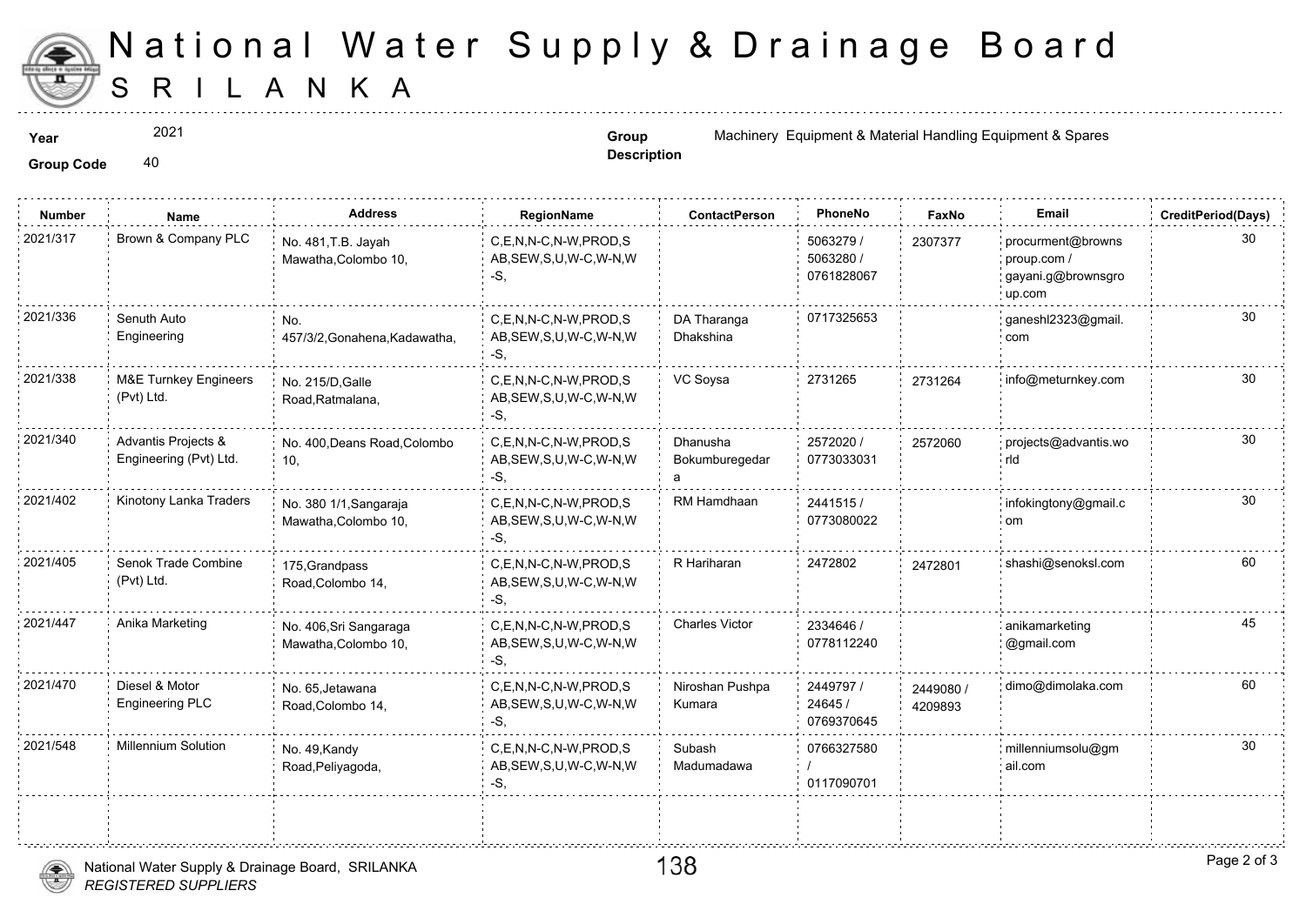# National Water Supply & Drainage Board
## SRILANKA

**Year** 2021

**Group Code** 40

**Group Description** Machinery Equipment & Material Handling Equipment & Spares

| Number | Name | Address | RegionName | ContactPerson | PhoneNo | FaxNo | Email | CreditPeriod(Days) |
|---|---|---|---|---|---|---|---|---|
| 2021/317 | Brown & Company PLC | No. 481,T.B. Jayah Mawatha,Colombo 10, | C,E,N,N-C,N-W,PROD,SAB,SEW,S,U,W-C,W-N,W-S, | | 5063279 / 5063280 / 0761828067 | 2307377 | procurment@brownsproup.com / gayani.g@brownsgroup.com | 30 |
| 2021/336 | Senuth Auto Engineering | No. 457/3/2,Gonahena,Kadawatha, | C,E,N,N-C,N-W,PROD,SAB,SEW,S,U,W-C,W-N,W-S, | DA Tharanga Dhakshina | 0717325653 | | ganeshl2323@gmail.com | 30 |
| 2021/338 | M&E Turnkey Engineers (Pvt) Ltd. | No. 215/D,Galle Road,Ratmalana, | C,E,N,N-C,N-W,PROD,SAB,SEW,S,U,W-C,W-N,W-S, | VC Soysa | 2731265 | 2731264 | info@meturnkey.com | 30 |
| 2021/340 | Advantis Projects & Engineering (Pvt) Ltd. | No. 400,Deans Road,Colombo 10, | C,E,N,N-C,N-W,PROD,SAB,SEW,S,U,W-C,W-N,W-S, | Dhanusha Bokumburegedara | 2572020 / 0773033031 | 2572060 | projects@advantis.world | 30 |
| 2021/402 | Kinotony Lanka Traders | No. 380 1/1,Sangaraja Mawatha,Colombo 10, | C,E,N,N-C,N-W,PROD,SAB,SEW,S,U,W-C,W-N,W-S, | RM Hamdhaan | 2441515 / 0773080022 | | infokingtony@gmail.com | 30 |
| 2021/405 | Senok Trade Combine (Pvt) Ltd. | 175,Grandpass Road,Colombo 14, | C,E,N,N-C,N-W,PROD,SAB,SEW,S,U,W-C,W-N,W-S, | R Hariharan | 2472802 | 2472801 | shashi@senoksl.com | 60 |
| 2021/447 | Anika Marketing | No. 406,Sri Sangaraga Mawatha,Colombo 10, | C,E,N,N-C,N-W,PROD,SAB,SEW,S,U,W-C,W-N,W-S, | Charles Victor | 2334646 / 0778112240 | | anikamarketing @gmail.com | 45 |
| 2021/470 | Diesel & Motor Engineering PLC | No. 65,Jetawana Road,Colombo 14, | C,E,N,N-C,N-W,PROD,SAB,SEW,S,U,W-C,W-N,W-S, | Niroshan Pushpa Kumara | 2449797 / 24645 / 0769370645 | 2449080 / 4209893 | dimo@dimolaka.com | 60 |
| 2021/548 | Millennium Solution | No. 49,Kandy Road,Peliyagoda, | C,E,N,N-C,N-W,PROD,SAB,SEW,S,U,W-C,W-N,W-S, | Subash Madumadawa | 0766327580 / 0117090701 | | millenniumsolu@gmail.com | 30 |

National Water Supply & Drainage Board, SRILANKA
*REGISTERED SUPPLIERS*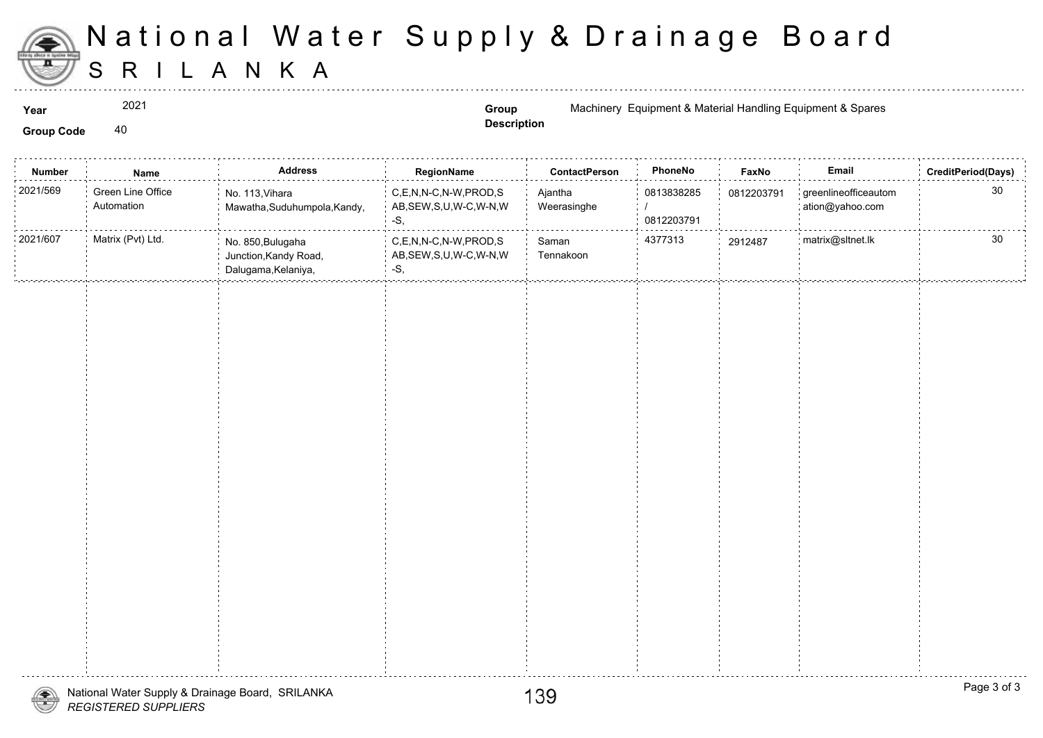# National Water Supply & Drainage Board
# SRILANKA

**Year** 2021

**Group Code** 40

**Group Description** Machinery Equipment & Material Handling Equipment & Spares

| Number | Name | Address | RegionName | ContactPerson | PhoneNo | FaxNo | Email | CreditPeriod(Days) |
|---|---|---|---|---|---|---|---|---|
| 2021/569 | Green Line Office Automation | No. 113,Vihara Mawatha,Suduhumpola,Kandy, | C,E,N,N-C,N-W,PROD,SAB,SEW,S,U,W-C,W-N,W-S, | Ajantha Weerasinghe | 0813838285 / 0812203791 | 0812203791 | greenlineofficeautomation@yahoo.com | 30 |
| 2021/607 | Matrix (Pvt) Ltd. | No. 850,Bulugaha Junction,Kandy Road, Dalugama,Kelaniya, | C,E,N,N-C,N-W,PROD,SAB,SEW,S,U,W-C,W-N,W-S, | Saman Tennakoon | 4377313 | 2912487 | matrix@sltnet.lk | 30 |

National Water Supply & Drainage Board, SRILANKA
*REGISTERED SUPPLIERS*